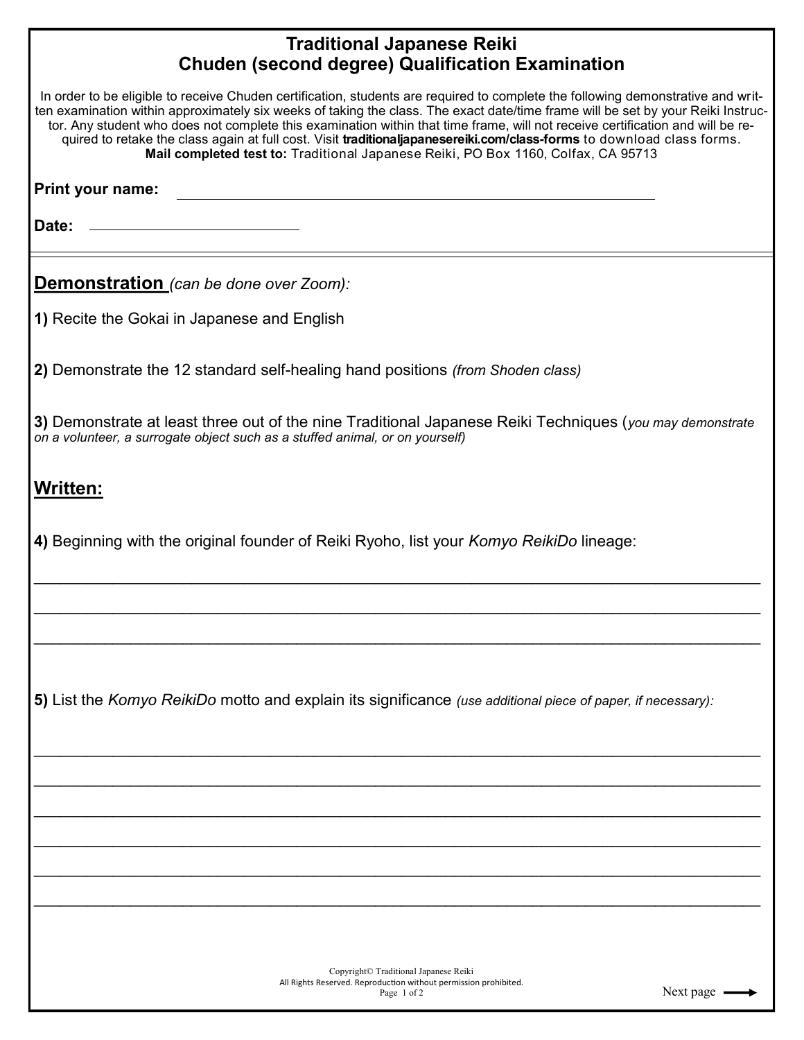# Traditional Japanese Reiki
## Chuden (second degree) Qualification Examination

In order to be eligible to receive Chuden certification, students are required to complete the following demonstrative and written examination within approximately six weeks of taking the class. The exact date/time frame will be set by your Reiki Instructor. Any student who does not complete this examination within that time frame, will not receive certification and will be required to retake the class again at full cost. Visit **traditionaljapanesereiki.com/class-forms** to download class forms.
**Mail completed test to:** Traditional Japanese Reiki, PO Box 1160, Colfax, CA 95713

**Print your name:** ______________________________________________

**Date:** ____________________

## Demonstration *(can be done over Zoom):*

**1)** Recite the Gokai in Japanese and English

**2)** Demonstrate the 12 standard self-healing hand positions *(from Shoden class)*

**3)** Demonstrate at least three out of the nine Traditional Japanese Reiki Techniques (*you may demonstrate on a volunteer, a surrogate object such as a stuffed animal, or on yourself)*

## Written:

**4)** Beginning with the original founder of Reiki Ryoho, list your *Komyo ReikiDo* lineage:

______________________________________________________________________________

______________________________________________________________________________

______________________________________________________________________________

**5)** List the *Komyo ReikiDo* motto and explain its significance *(use additional piece of paper, if necessary):*

______________________________________________________________________________

______________________________________________________________________________

______________________________________________________________________________

______________________________________________________________________________

______________________________________________________________________________

______________________________________________________________________________

Copyright© Traditional Japanese Reiki
All Rights Reserved. Reproduction without permission prohibited.

Next page →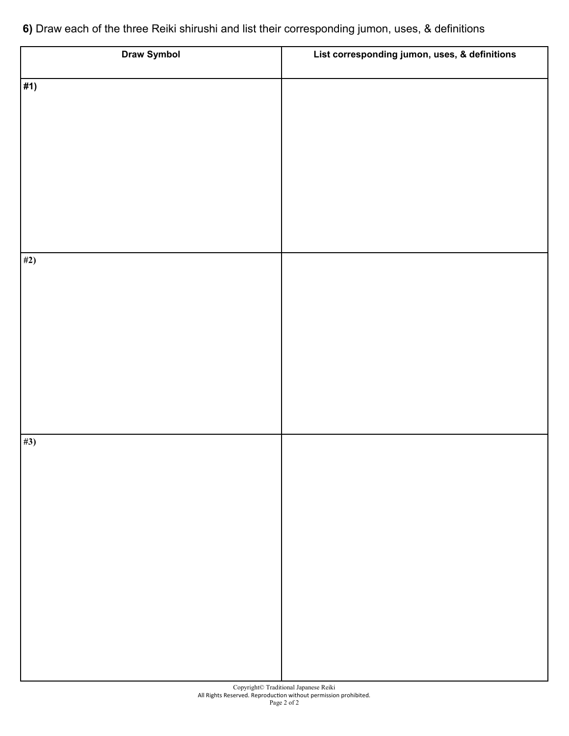**6)** Draw each of the three Reiki shirushi and list their corresponding jumon, uses, & definitions

| Draw Symbol | List corresponding jumon, uses, & definitions |
| --- | --- |
| **#1)** | |
| **#2)** | |
| **#3)** | |

Copyright© Traditional Japanese Reiki
All Rights Reserved. Reproduction without permission prohibited.